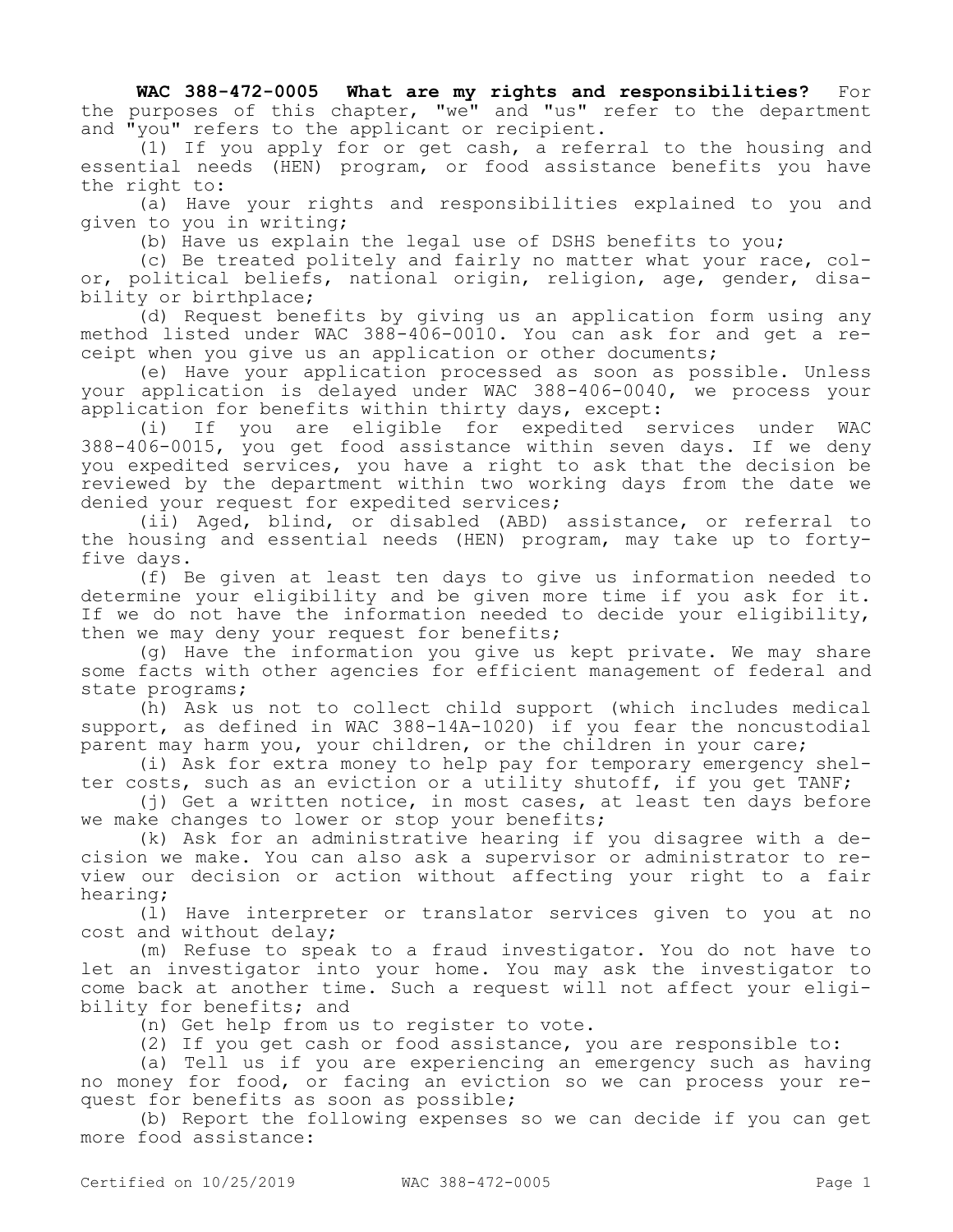**WAC 388-472-0005 What are my rights and responsibilities?** For the purposes of this chapter, "we" and "us" refer to the department and "you" refers to the applicant or recipient.

(1) If you apply for or get cash, a referral to the housing and essential needs (HEN) program, or food assistance benefits you have the right to:

(a) Have your rights and responsibilities explained to you and given to you in writing;

(b) Have us explain the legal use of DSHS benefits to you;

(c) Be treated politely and fairly no matter what your race, color, political beliefs, national origin, religion, age, gender, disability or birthplace;

(d) Request benefits by giving us an application form using any method listed under WAC 388-406-0010. You can ask for and get a receipt when you give us an application or other documents;

(e) Have your application processed as soon as possible. Unless your application is delayed under WAC 388-406-0040, we process your application for benefits within thirty days, except:

(i) If you are eligible for expedited services under WAC 388-406-0015, you get food assistance within seven days. If we deny you expedited services, you have a right to ask that the decision be reviewed by the department within two working days from the date we denied your request for expedited services;

(ii) Aged, blind, or disabled (ABD) assistance, or referral to the housing and essential needs (HEN) program, may take up to forty-five days.

(f) Be given at least ten days to give us information needed to determine your eligibility and be given more time if you ask for it. If we do not have the information needed to decide your eligibility, then we may deny your request for benefits;

(g) Have the information you give us kept private. We may share some facts with other agencies for efficient management of federal and state programs;

(h) Ask us not to collect child support (which includes medical support, as defined in WAC 388-14A-1020) if you fear the noncustodial parent may harm you, your children, or the children in your care;

(i) Ask for extra money to help pay for temporary emergency shelter costs, such as an eviction or a utility shutoff, if you get TANF;

(j) Get a written notice, in most cases, at least ten days before we make changes to lower or stop your benefits;

(k) Ask for an administrative hearing if you disagree with a decision we make. You can also ask a supervisor or administrator to review our decision or action without affecting your right to a fair hearing;

(l) Have interpreter or translator services given to you at no cost and without delay;

(m) Refuse to speak to a fraud investigator. You do not have to let an investigator into your home. You may ask the investigator to come back at another time. Such a request will not affect your eligibility for benefits; and

(n) Get help from us to register to vote.

(2) If you get cash or food assistance, you are responsible to:

(a) Tell us if you are experiencing an emergency such as having no money for food, or facing an eviction so we can process your request for benefits as soon as possible;

(b) Report the following expenses so we can decide if you can get more food assistance: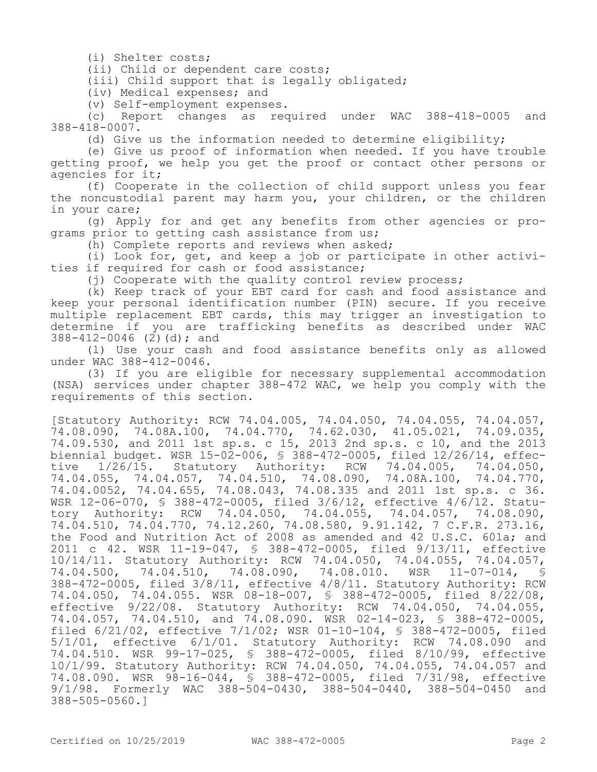(i) Shelter costs;

(ii) Child or dependent care costs;

(iii) Child support that is legally obligated;

(iv) Medical expenses; and

(v) Self-employment expenses.

(c) Report changes as required under WAC 388-418-0005 and 388-418-0007.

(d) Give us the information needed to determine eligibility;

(e) Give us proof of information when needed. If you have trouble getting proof, we help you get the proof or contact other persons or agencies for it;

(f) Cooperate in the collection of child support unless you fear the noncustodial parent may harm you, your children, or the children in your care;

(g) Apply for and get any benefits from other agencies or programs prior to getting cash assistance from us;

(h) Complete reports and reviews when asked;

(i) Look for, get, and keep a job or participate in other activities if required for cash or food assistance;

(j) Cooperate with the quality control review process;

(k) Keep track of your EBT card for cash and food assistance and keep your personal identification number (PIN) secure. If you receive multiple replacement EBT cards, this may trigger an investigation to determine if you are trafficking benefits as described under WAC 388-412-0046 (2)(d); and

(l) Use your cash and food assistance benefits only as allowed under WAC 388-412-0046.

(3) If you are eligible for necessary supplemental accommodation (NSA) services under chapter 388-472 WAC, we help you comply with the requirements of this section.

[Statutory Authority: RCW 74.04.005, 74.04.050, 74.04.055, 74.04.057, 74.08.090, 74.08A.100, 74.04.770, 74.62.030, 41.05.021, 74.09.035, 74.09.530, and 2011 1st sp.s. c 15, 2013 2nd sp.s. c 10, and the 2013 biennial budget. WSR 15-02-006, § 388-472-0005, filed 12/26/14, effective 1/26/15. Statutory Authority: RCW 74.04.005, 74.04.050, 74.04.055, 74.04.057, 74.04.510, 74.08.090, 74.08A.100, 74.04.770, 74.04.0052, 74.04.655, 74.08.043, 74.08.335 and 2011 1st sp.s. c 36. WSR 12-06-070, § 388-472-0005, filed 3/6/12, effective 4/6/12. Statutory Authority: RCW 74.04.050, 74.04.055, 74.04.057, 74.08.090, 74.04.510, 74.04.770, 74.12.260, 74.08.580, 9.91.142, 7 C.F.R. 273.16, the Food and Nutrition Act of 2008 as amended and 42 U.S.C. 601a; and 2011 c 42. WSR 11-19-047, § 388-472-0005, filed 9/13/11, effective 10/14/11. Statutory Authority: RCW 74.04.050, 74.04.055, 74.04.057, 74.04.500, 74.04.510, 74.08.090, 74.08.010. WSR 11-07-014, § 388-472-0005, filed 3/8/11, effective 4/8/11. Statutory Authority: RCW 74.04.050, 74.04.055. WSR 08-18-007, § 388-472-0005, filed 8/22/08, effective 9/22/08. Statutory Authority: RCW 74.04.050, 74.04.055, 74.04.057, 74.04.510, and 74.08.090. WSR 02-14-023, § 388-472-0005, filed 6/21/02, effective 7/1/02; WSR 01-10-104, § 388-472-0005, filed 5/1/01, effective 6/1/01. Statutory Authority: RCW 74.08.090 and 74.04.510. WSR 99-17-025, § 388-472-0005, filed 8/10/99, effective 10/1/99. Statutory Authority: RCW 74.04.050, 74.04.055, 74.04.057 and 74.08.090. WSR 98-16-044, § 388-472-0005, filed 7/31/98, effective 9/1/98. Formerly WAC 388-504-0430, 388-504-0440, 388-504-0450 and 388-505-0560.]